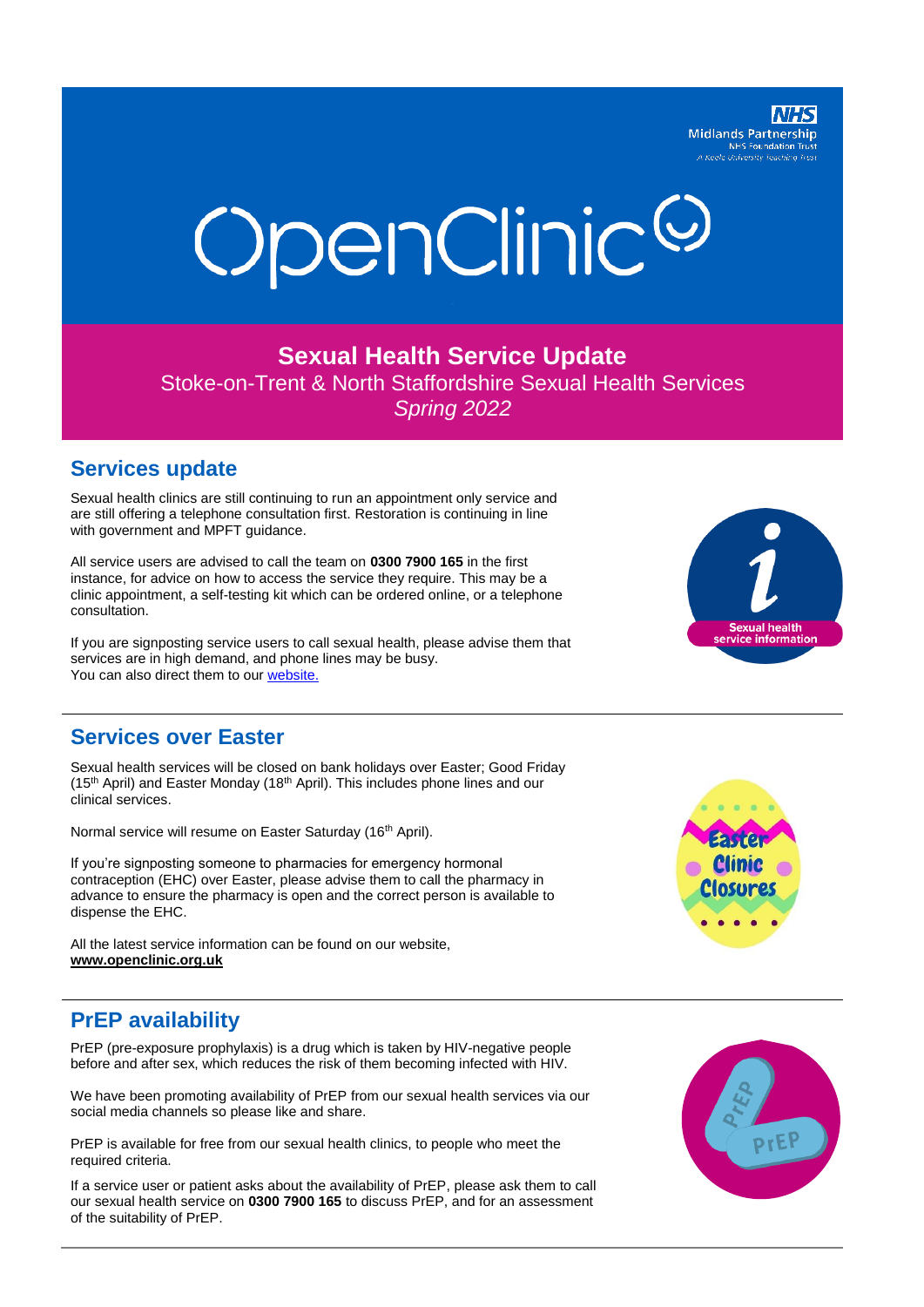NHS Midlands Partnership NHS Foundation Trust

# OpenClinic

## Sexual Health Service Update

Stoke-on-Trent & North Staffordshire Sexual Health Services

*Spring 2022*

## Services update

Sexual health clinics are still continuing to run an appointment only service and are still offering a telephone consultation first. Restoration is continuing in line with government and MPFT guidance.

All service users are advised to call the team on **0300 7900 165** in the first instance, for advice on how to access the service they require. This may be a clinic appointment, a self-testing kit which can be ordered online, or a telephone consultation.

If you are signposting service users to call sexual health, please advise them that services are in high demand, and phone lines may be busy.
You can also direct them to our website.

## Services over Easter

Sexual health services will be closed on bank holidays over Easter; Good Friday (15th April) and Easter Monday (18th April). This includes phone lines and our clinical services.

Normal service will resume on Easter Saturday (16th April).

If you're signposting someone to pharmacies for emergency hormonal contraception (EHC) over Easter, please advise them to call the pharmacy in advance to ensure the pharmacy is open and the correct person is available to dispense the EHC.

All the latest service information can be found on our website, **www.openclinic.org.uk**

## PrEP availability

PrEP (pre-exposure prophylaxis) is a drug which is taken by HIV-negative people before and after sex, which reduces the risk of them becoming infected with HIV.

We have been promoting availability of PrEP from our sexual health services via our social media channels so please like and share.

PrEP is available for free from our sexual health clinics, to people who meet the required criteria.

If a service user or patient asks about the availability of PrEP, please ask them to call our sexual health service on **0300 7900 165** to discuss PrEP, and for an assessment of the suitability of PrEP.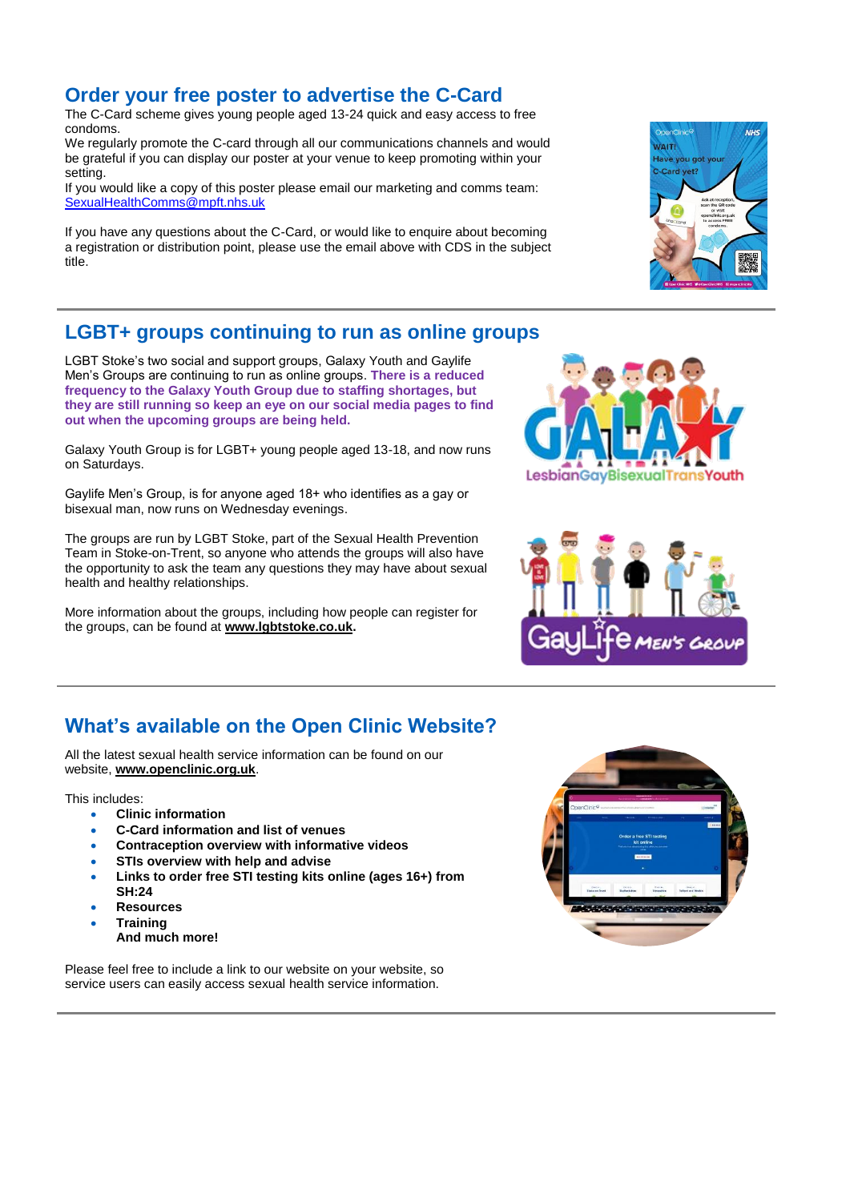## Order your free poster to advertise the C-Card

The C-Card scheme gives young people aged 13-24 quick and easy access to free condoms.
We regularly promote the C-card through all our communications channels and would be grateful if you can display our poster at your venue to keep promoting within your setting.
If you would like a copy of this poster please email our marketing and comms team: SexualHealthComms@mpft.nhs.uk

If you have any questions about the C-Card, or would like to enquire about becoming a registration or distribution point, please use the email above with CDS in the subject title.

## LGBT+ groups continuing to run as online groups

LGBT Stoke's two social and support groups, Galaxy Youth and Gaylife Men's Groups are continuing to run as online groups. **There is a reduced frequency to the Galaxy Youth Group due to staffing shortages, but they are still running so keep an eye on our social media pages to find out when the upcoming groups are being held.**

Galaxy Youth Group is for LGBT+ young people aged 13-18, and now runs on Saturdays.

Gaylife Men's Group, is for anyone aged 18+ who identifies as a gay or bisexual man, now runs on Wednesday evenings.

The groups are run by LGBT Stoke, part of the Sexual Health Prevention Team in Stoke-on-Trent, so anyone who attends the groups will also have the opportunity to ask the team any questions they may have about sexual health and healthy relationships.

More information about the groups, including how people can register for the groups, can be found at **www.lgbtstoke.co.uk.**

## What's available on the Open Clinic Website?

All the latest sexual health service information can be found on our website, **www.openclinic.org.uk**.

This includes:

- **Clinic information**
- **C-Card information and list of venues**
- **Contraception overview with informative videos**
- **STIs overview with help and advise**
- **Links to order free STI testing kits online (ages 16+) from SH:24**
- **Resources**
- **Training**

**And much more!**

Please feel free to include a link to our website on your website, so service users can easily access sexual health service information.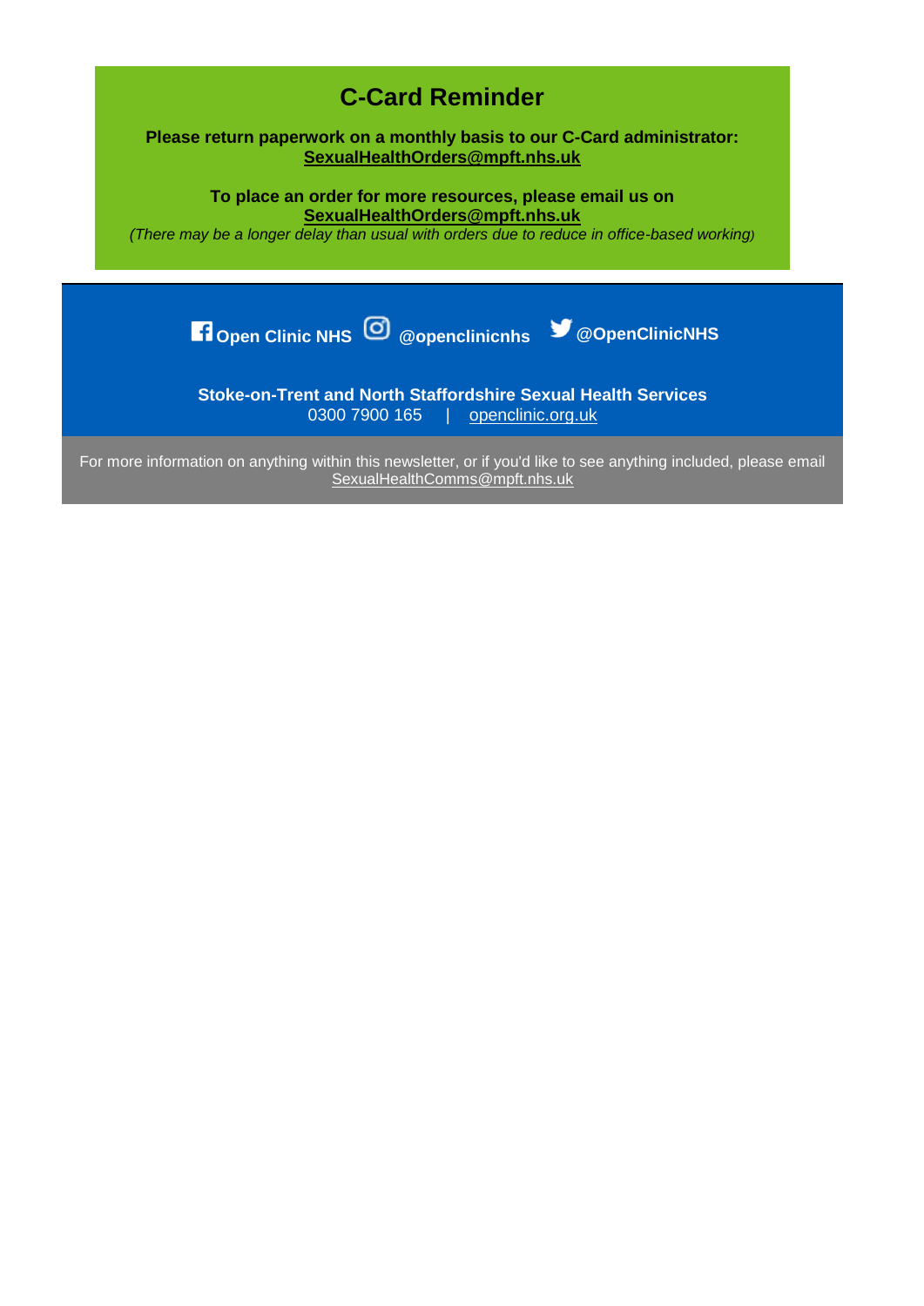## C-Card Reminder

**Please return paperwork on a monthly basis to our C-Card administrator:**
**SexualHealthOrders@mpft.nhs.uk**

**To place an order for more resources, please email us on**
**SexualHealthOrders@mpft.nhs.uk**
*(There may be a longer delay than usual with orders due to reduce in office-based working)*

---

**Open Clinic NHS** **@openclinicnhs** **@OpenClinicNHS**

**Stoke-on-Trent and North Staffordshire Sexual Health Services**
0300 7900 165 | openclinic.org.uk

For more information on anything within this newsletter, or if you'd like to see anything included, please email SexualHealthComms@mpft.nhs.uk